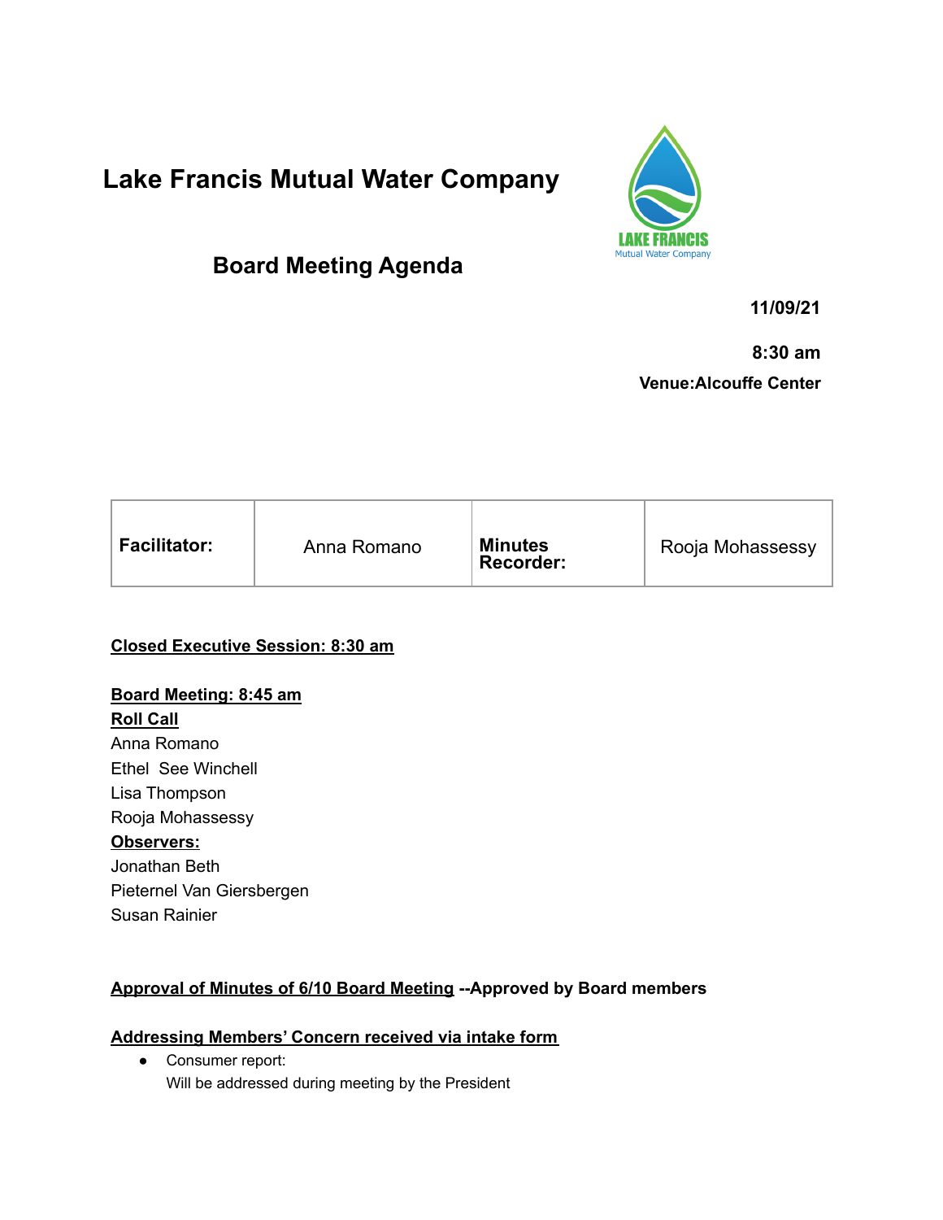# Lake Francis Mutual Water Company

## Board Meeting Agenda

**11/09/21**

**8:30 am**

**Venue:Alcouffe Center**

| **Facilitator:** | Anna Romano | **Minutes Recorder:** | Rooja Mohassessy |
|---|---|---|---|

**Closed Executive Session: 8:30 am**

**Board Meeting: 8:45 am**

**Roll Call**

Anna Romano

Ethel See Winchell

Lisa Thompson

Rooja Mohassessy

**Observers:**

Jonathan Beth

Pieternel Van Giersbergen

Susan Rainier

**Approval of Minutes of 6/10 Board Meeting --Approved by Board members**

**Addressing Members' Concern received via intake form**

- Consumer report:
  Will be addressed during meeting by the President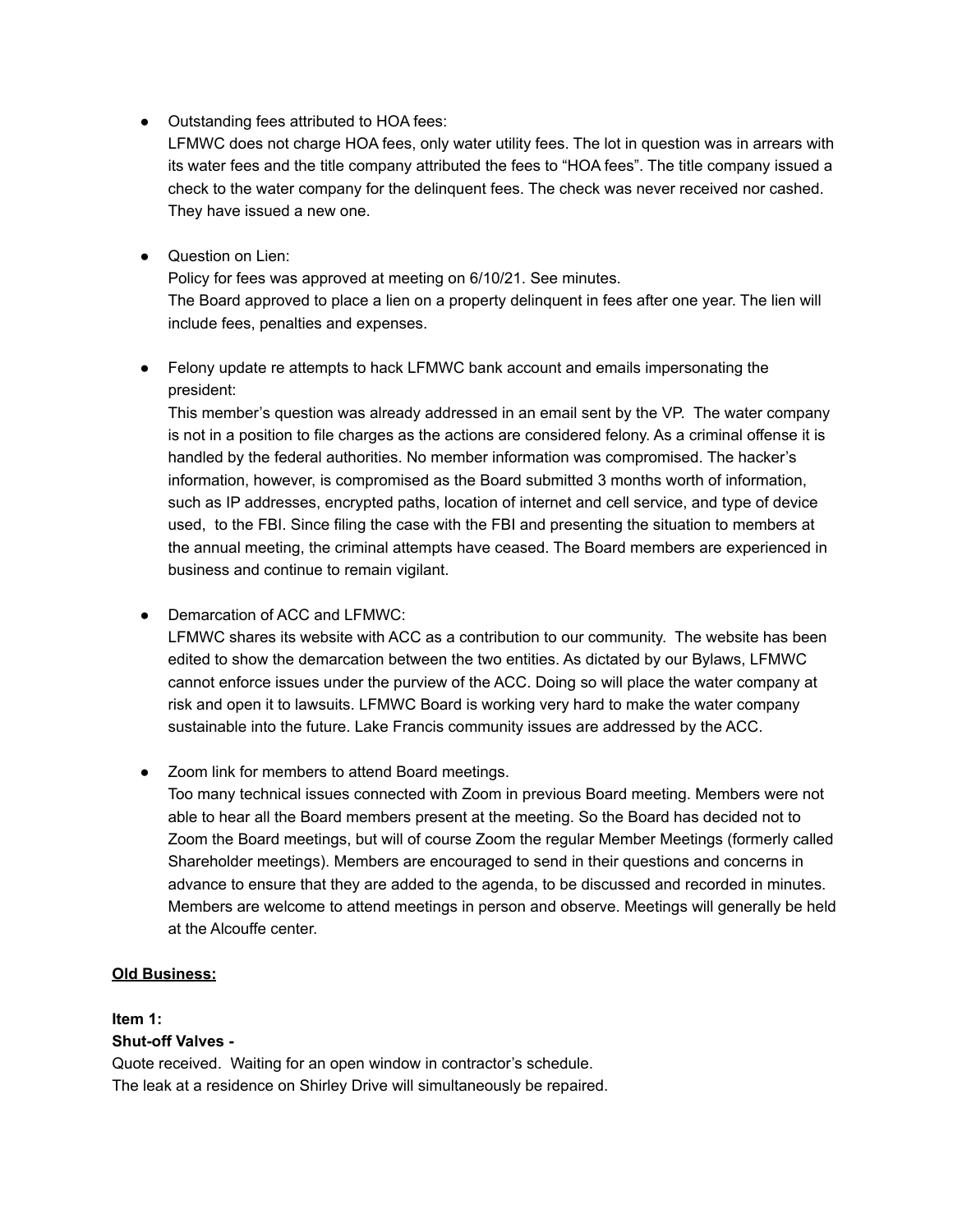- Outstanding fees attributed to HOA fees:
  LFMWC does not charge HOA fees, only water utility fees. The lot in question was in arrears with its water fees and the title company attributed the fees to "HOA fees". The title company issued a check to the water company for the delinquent fees. The check was never received nor cashed. They have issued a new one.

- Question on Lien:
  Policy for fees was approved at meeting on 6/10/21. See minutes.
  The Board approved to place a lien on a property delinquent in fees after one year. The lien will include fees, penalties and expenses.

- Felony update re attempts to hack LFMWC bank account and emails impersonating the president:
  This member's question was already addressed in an email sent by the VP. The water company is not in a position to file charges as the actions are considered felony. As a criminal offense it is handled by the federal authorities. No member information was compromised. The hacker's information, however, is compromised as the Board submitted 3 months worth of information, such as IP addresses, encrypted paths, location of internet and cell service, and type of device used, to the FBI. Since filing the case with the FBI and presenting the situation to members at the annual meeting, the criminal attempts have ceased. The Board members are experienced in business and continue to remain vigilant.

- Demarcation of ACC and LFMWC:
  LFMWC shares its website with ACC as a contribution to our community. The website has been edited to show the demarcation between the two entities. As dictated by our Bylaws, LFMWC cannot enforce issues under the purview of the ACC. Doing so will place the water company at risk and open it to lawsuits. LFMWC Board is working very hard to make the water company sustainable into the future. Lake Francis community issues are addressed by the ACC.

- Zoom link for members to attend Board meetings.
  Too many technical issues connected with Zoom in previous Board meeting. Members were not able to hear all the Board members present at the meeting. So the Board has decided not to Zoom the Board meetings, but will of course Zoom the regular Member Meetings (formerly called Shareholder meetings). Members are encouraged to send in their questions and concerns in advance to ensure that they are added to the agenda, to be discussed and recorded in minutes. Members are welcome to attend meetings in person and observe. Meetings will generally be held at the Alcouffe center.

**Old Business:**

**Item 1:**
**Shut-off Valves -**
Quote received. Waiting for an open window in contractor's schedule.
The leak at a residence on Shirley Drive will simultaneously be repaired.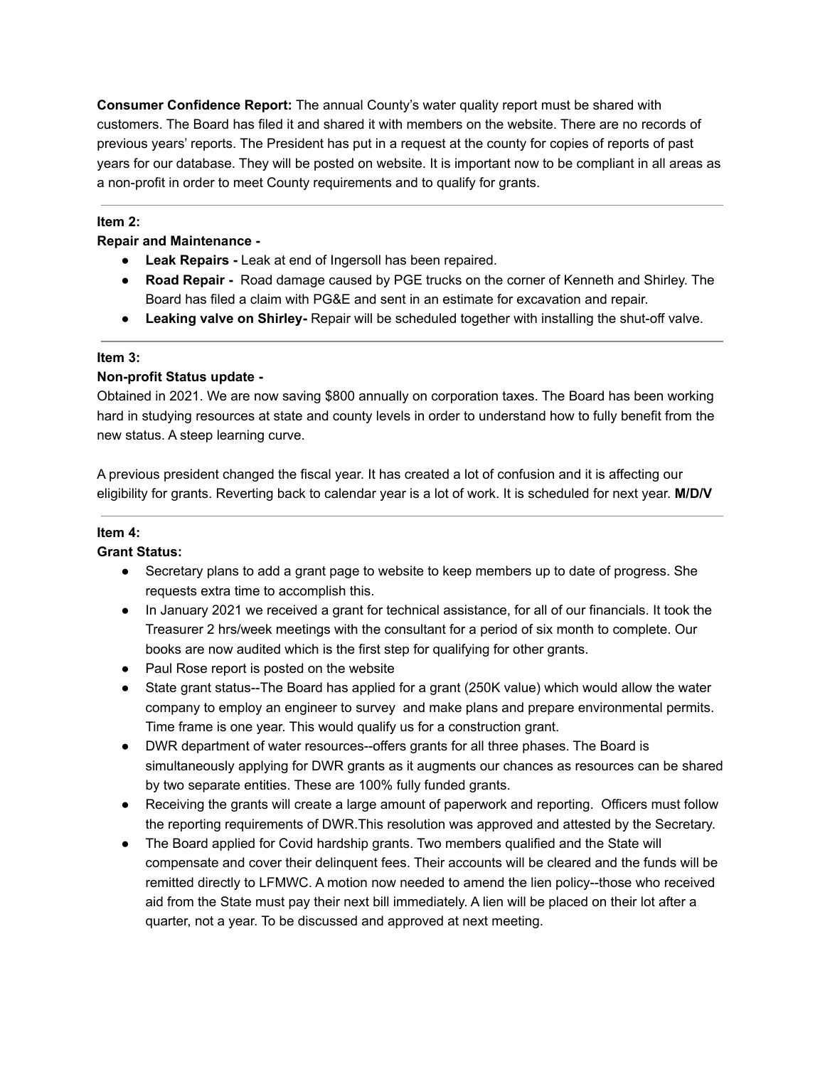**Consumer Confidence Report:** The annual County's water quality report must be shared with customers. The Board has filed it and shared it with members on the website. There are no records of previous years' reports. The President has put in a request at the county for copies of reports of past years for our database. They will be posted on website. It is important now to be compliant in all areas as a non-profit in order to meet County requirements and to qualify for grants.

---

**Item 2:**

**Repair and Maintenance -**

- **Leak Repairs -** Leak at end of Ingersoll has been repaired.
- **Road Repair -** Road damage caused by PGE trucks on the corner of Kenneth and Shirley. The Board has filed a claim with PG&E and sent in an estimate for excavation and repair.
- **Leaking valve on Shirley-** Repair will be scheduled together with installing the shut-off valve.

---

**Item 3:**

**Non-profit Status update -**

Obtained in 2021. We are now saving $800 annually on corporation taxes. The Board has been working hard in studying resources at state and county levels in order to understand how to fully benefit from the new status. A steep learning curve.

A previous president changed the fiscal year. It has created a lot of confusion and it is affecting our eligibility for grants. Reverting back to calendar year is a lot of work. It is scheduled for next year. **M/D/V**

---

**Item 4:**

**Grant Status:**

- Secretary plans to add a grant page to website to keep members up to date of progress. She requests extra time to accomplish this.
- In January 2021 we received a grant for technical assistance, for all of our financials. It took the Treasurer 2 hrs/week meetings with the consultant for a period of six month to complete. Our books are now audited which is the first step for qualifying for other grants.
- Paul Rose report is posted on the website
- State grant status--The Board has applied for a grant (250K value) which would allow the water company to employ an engineer to survey and make plans and prepare environmental permits. Time frame is one year. This would qualify us for a construction grant.
- DWR department of water resources--offers grants for all three phases. The Board is simultaneously applying for DWR grants as it augments our chances as resources can be shared by two separate entities. These are 100% fully funded grants.
- Receiving the grants will create a large amount of paperwork and reporting. Officers must follow the reporting requirements of DWR.This resolution was approved and attested by the Secretary.
- The Board applied for Covid hardship grants. Two members qualified and the State will compensate and cover their delinquent fees. Their accounts will be cleared and the funds will be remitted directly to LFMWC. A motion now needed to amend the lien policy--those who received aid from the State must pay their next bill immediately. A lien will be placed on their lot after a quarter, not a year. To be discussed and approved at next meeting.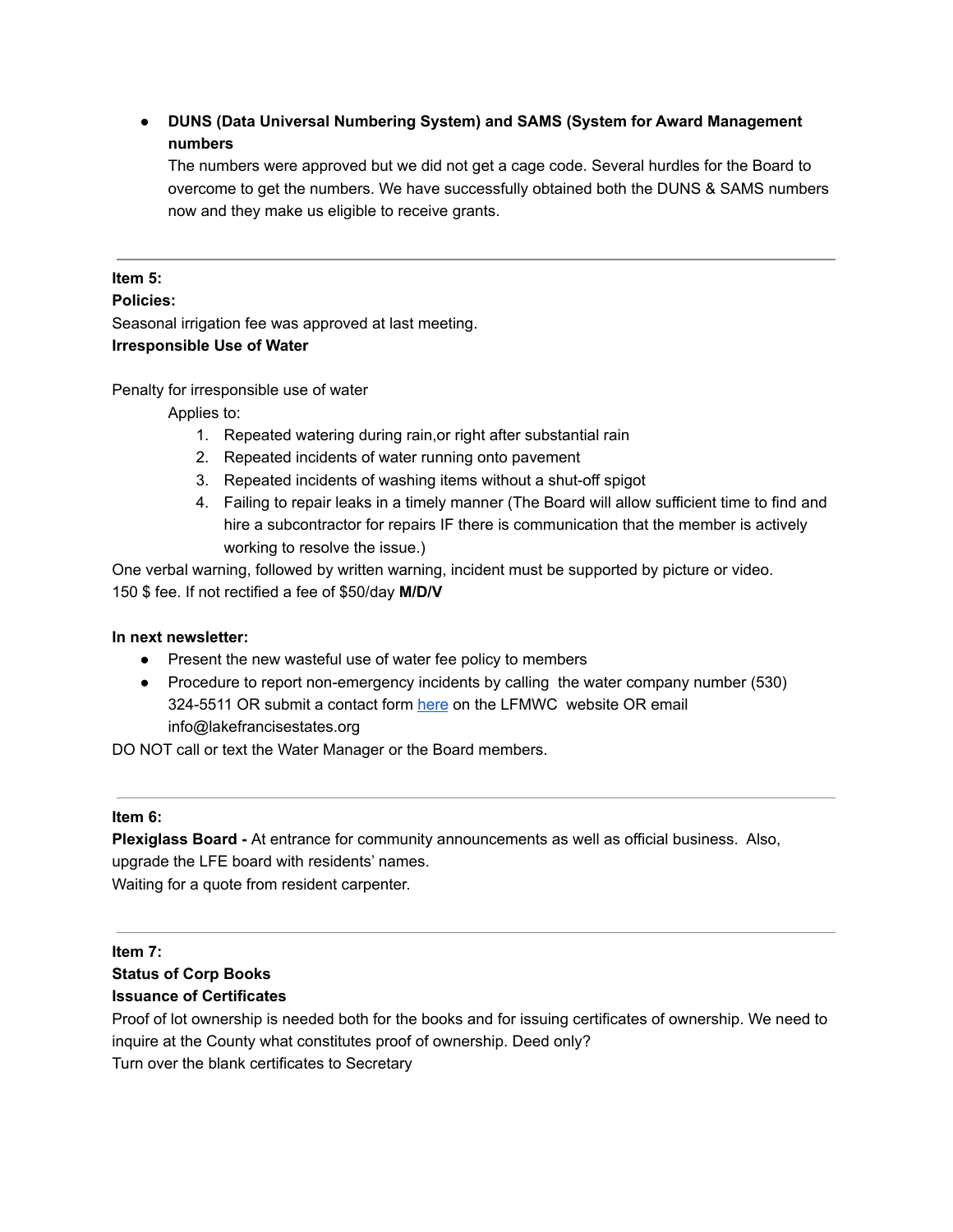- **DUNS (Data Universal Numbering System) and SAMS (System for Award Management numbers**
  The numbers were approved but we did not get a cage code. Several hurdles for the Board to overcome to get the numbers. We have successfully obtained both the DUNS & SAMS numbers now and they make us eligible to receive grants.

---

**Item 5:**
**Policies:**
Seasonal irrigation fee was approved at last meeting.
**Irresponsible Use of Water**

Penalty for irresponsible use of water

Applies to:

1. Repeated watering during rain,or right after substantial rain
2. Repeated incidents of water running onto pavement
3. Repeated incidents of washing items without a shut-off spigot
4. Failing to repair leaks in a timely manner (The Board will allow sufficient time to find and hire a subcontractor for repairs IF there is communication that the member is actively working to resolve the issue.)

One verbal warning, followed by written warning, incident must be supported by picture or video.
150 $ fee. If not rectified a fee of $50/day **M/D/V**

**In next newsletter:**

- Present the new wasteful use of water fee policy to members
- Procedure to report non-emergency incidents by calling the water company number (530) 324-5511 OR submit a contact form [here]() on the LFMWC website OR email info@lakefrancisestates.org

DO NOT call or text the Water Manager or the Board members.

---

**Item 6:**
**Plexiglass Board -** At entrance for community announcements as well as official business. Also, upgrade the LFE board with residents' names.
Waiting for a quote from resident carpenter.

---

**Item 7:**
**Status of Corp Books**
**Issuance of Certificates**
Proof of lot ownership is needed both for the books and for issuing certificates of ownership. We need to inquire at the County what constitutes proof of ownership. Deed only?
Turn over the blank certificates to Secretary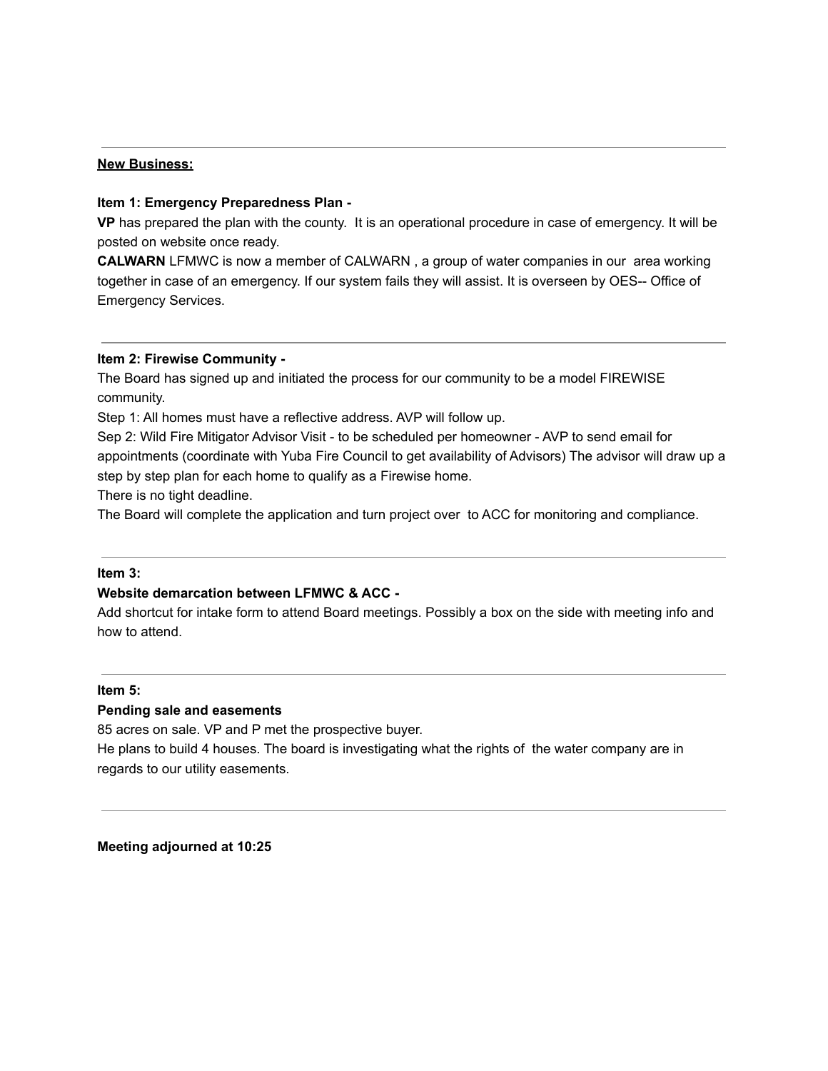---

**<u>New Business:</u>**

**Item 1: Emergency Preparedness Plan -**

**VP** has prepared the plan with the county. It is an operational procedure in case of emergency. It will be posted on website once ready.

**CALWARN** LFMWC is now a member of CALWARN , a group of water companies in our area working together in case of an emergency. If our system fails they will assist. It is overseen by OES-- Office of Emergency Services.

---

**Item 2: Firewise Community -**

The Board has signed up and initiated the process for our community to be a model FIREWISE community.

Step 1: All homes must have a reflective address. AVP will follow up.

Sep 2: Wild Fire Mitigator Advisor Visit - to be scheduled per homeowner - AVP to send email for appointments (coordinate with Yuba Fire Council to get availability of Advisors) The advisor will draw up a step by step plan for each home to qualify as a Firewise home.

There is no tight deadline.

The Board will complete the application and turn project over to ACC for monitoring and compliance.

---

**Item 3:**

**Website demarcation between LFMWC & ACC -**

Add shortcut for intake form to attend Board meetings. Possibly a box on the side with meeting info and how to attend.

---

**Item 5:**

**Pending sale and easements**

85 acres on sale. VP and P met the prospective buyer.

He plans to build 4 houses. The board is investigating what the rights of the water company are in regards to our utility easements.

---

**Meeting adjourned at 10:25**